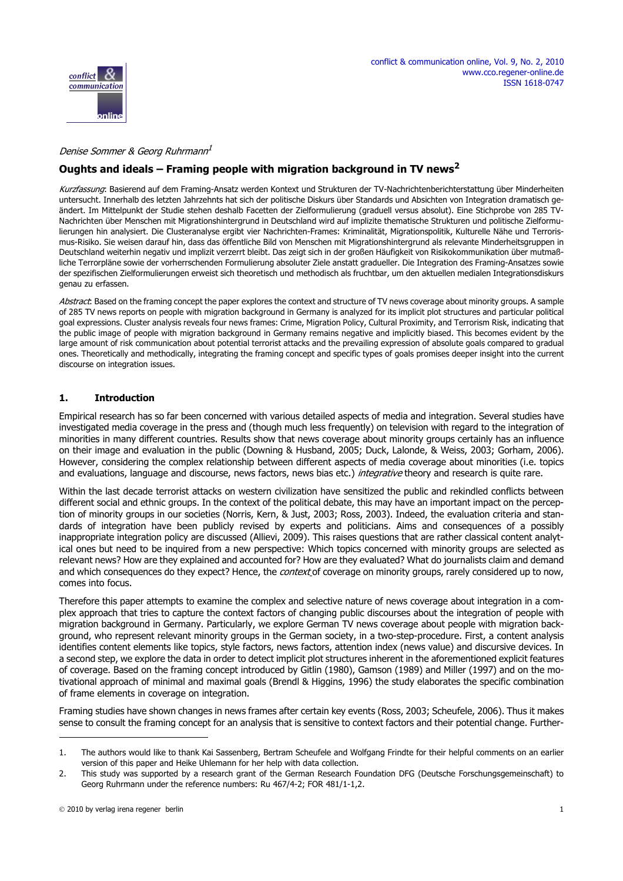*Denise Sommer & Georg Ruhrmann*[1]

# Oughts and ideals – Framing people with migration background in TV news[2]

*Kurzfassung*: Basierend auf dem Framing-Ansatz werden Kontext und Strukturen der TV-Nachrichtenberichterstattung über Minderheiten untersucht. Innerhalb des letzten Jahrzehnts hat sich der politische Diskurs über Standards und Absichten von Integration dramatisch geändert. Im Mittelpunkt der Studie stehen deshalb Facetten der Zielformulierung (graduell versus absolut). Eine Stichprobe von 285 TV-Nachrichten über Menschen mit Migrationshintergrund in Deutschland wird auf implizite thematische Strukturen und politische Zielformulierungen hin analysiert. Die Clusteranalyse ergibt vier Nachrichten-Frames: Kriminalität, Migrationspolitik, Kulturelle Nähe und Terrorismus-Risiko. Sie weisen darauf hin, dass das öffentliche Bild von Menschen mit Migrationshintergrund als relevante Minderheitsgruppen in Deutschland weiterhin negativ und implizit verzerrt bleibt. Das zeigt sich in der großen Häufigkeit von Risikokommunikation über mutmaßliche Terrorpläne sowie der vorherrschenden Formulierung absoluter Ziele anstatt gradueller. Die Integration des Framing-Ansatzes sowie der spezifischen Zielformulierungen erweist sich theoretisch und methodisch als fruchtbar, um den aktuellen medialen Integrationsdiskurs genau zu erfassen.

*Abstract*: Based on the framing concept the paper explores the context and structure of TV news coverage about minority groups. A sample of 285 TV news reports on people with migration background in Germany is analyzed for its implicit plot structures and particular political goal expressions. Cluster analysis reveals four news frames: Crime, Migration Policy, Cultural Proximity, and Terrorism Risk, indicating that the public image of people with migration background in Germany remains negative and implicitly biased. This becomes evident by the large amount of risk communication about potential terrorist attacks and the prevailing expression of absolute goals compared to gradual ones. Theoretically and methodically, integrating the framing concept and specific types of goals promises deeper insight into the current discourse on integration issues.

## 1. Introduction

Empirical research has so far been concerned with various detailed aspects of media and integration. Several studies have investigated media coverage in the press and (though much less frequently) on television with regard to the integration of minorities in many different countries. Results show that news coverage about minority groups certainly has an influence on their image and evaluation in the public (Downing & Husband, 2005; Duck, Lalonde, & Weiss, 2003; Gorham, 2006). However, considering the complex relationship between different aspects of media coverage about minorities (i.e. topics and evaluations, language and discourse, news factors, news bias etc.) *integrative* theory and research is quite rare.

Within the last decade terrorist attacks on western civilization have sensitized the public and rekindled conflicts between different social and ethnic groups. In the context of the political debate, this may have an important impact on the perception of minority groups in our societies (Norris, Kern, & Just, 2003; Ross, 2003). Indeed, the evaluation criteria and standards of integration have been publicly revised by experts and politicians. Aims and consequences of a possibly inappropriate integration policy are discussed (Allievi, 2009). This raises questions that are rather classical content analytical ones but need to be inquired from a new perspective: Which topics concerned with minority groups are selected as relevant news? How are they explained and accounted for? How are they evaluated? What do journalists claim and demand and which consequences do they expect? Hence, the *context* of coverage on minority groups, rarely considered up to now, comes into focus.

Therefore this paper attempts to examine the complex and selective nature of news coverage about integration in a complex approach that tries to capture the context factors of changing public discourses about the integration of people with migration background in Germany. Particularly, we explore German TV news coverage about people with migration background, who represent relevant minority groups in the German society, in a two-step-procedure. First, a content analysis identifies content elements like topics, style factors, news factors, attention index (news value) and discursive devices. In a second step, we explore the data in order to detect implicit plot structures inherent in the aforementioned explicit features of coverage. Based on the framing concept introduced by Gitlin (1980), Gamson (1989) and Miller (1997) and on the motivational approach of minimal and maximal goals (Brendl & Higgins, 1996) the study elaborates the specific combination of frame elements in coverage on integration.

Framing studies have shown changes in news frames after certain key events (Ross, 2003; Scheufele, 2006). Thus it makes sense to consult the framing concept for an analysis that is sensitive to context factors and their potential change. Further-

---

1. The authors would like to thank Kai Sassenberg, Bertram Scheufele and Wolfgang Frindte for their helpful comments on an earlier version of this paper and Heike Uhlemann for her help with data collection.
2. This study was supported by a research grant of the German Research Foundation DFG (Deutsche Forschungsgemeinschaft) to Georg Ruhrmann under the reference numbers: Ru 467/4-2; FOR 481/1-1,2.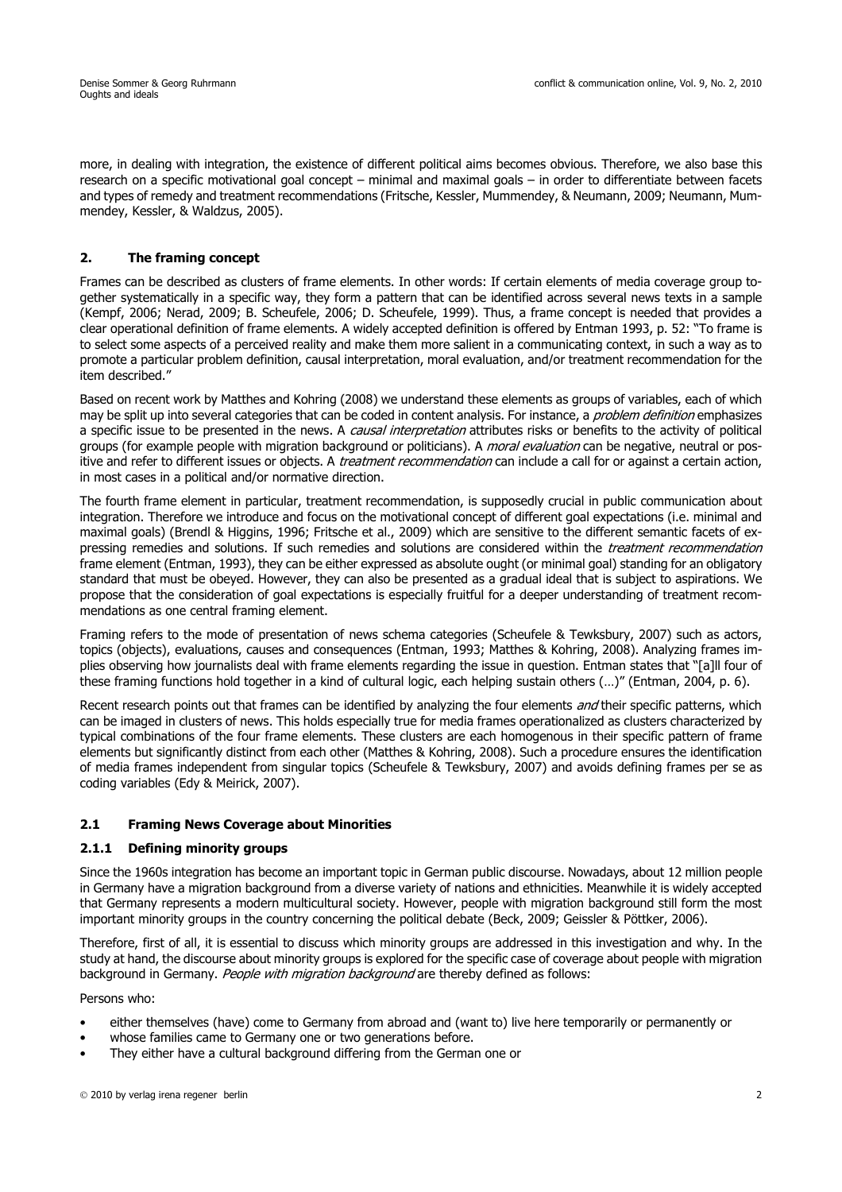more, in dealing with integration, the existence of different political aims becomes obvious. Therefore, we also base this research on a specific motivational goal concept – minimal and maximal goals – in order to differentiate between facets and types of remedy and treatment recommendations (Fritsche, Kessler, Mummendey, & Neumann, 2009; Neumann, Mummendey, Kessler, & Waldzus, 2005).

## 2. The framing concept

Frames can be described as clusters of frame elements. In other words: If certain elements of media coverage group together systematically in a specific way, they form a pattern that can be identified across several news texts in a sample (Kempf, 2006; Nerad, 2009; B. Scheufele, 2006; D. Scheufele, 1999). Thus, a frame concept is needed that provides a clear operational definition of frame elements. A widely accepted definition is offered by Entman 1993, p. 52: "To frame is to select some aspects of a perceived reality and make them more salient in a communicating context, in such a way as to promote a particular problem definition, causal interpretation, moral evaluation, and/or treatment recommendation for the item described."

Based on recent work by Matthes and Kohring (2008) we understand these elements as groups of variables, each of which may be split up into several categories that can be coded in content analysis. For instance, a *problem definition* emphasizes a specific issue to be presented in the news. A *causal interpretation* attributes risks or benefits to the activity of political groups (for example people with migration background or politicians). A *moral evaluation* can be negative, neutral or positive and refer to different issues or objects. A *treatment recommendation* can include a call for or against a certain action, in most cases in a political and/or normative direction.

The fourth frame element in particular, treatment recommendation, is supposedly crucial in public communication about integration. Therefore we introduce and focus on the motivational concept of different goal expectations (i.e. minimal and maximal goals) (Brendl & Higgins, 1996; Fritsche et al., 2009) which are sensitive to the different semantic facets of expressing remedies and solutions. If such remedies and solutions are considered within the *treatment recommendation* frame element (Entman, 1993), they can be either expressed as absolute ought (or minimal goal) standing for an obligatory standard that must be obeyed. However, they can also be presented as a gradual ideal that is subject to aspirations. We propose that the consideration of goal expectations is especially fruitful for a deeper understanding of treatment recommendations as one central framing element.

Framing refers to the mode of presentation of news schema categories (Scheufele & Tewksbury, 2007) such as actors, topics (objects), evaluations, causes and consequences (Entman, 1993; Matthes & Kohring, 2008). Analyzing frames implies observing how journalists deal with frame elements regarding the issue in question. Entman states that "[a]ll four of these framing functions hold together in a kind of cultural logic, each helping sustain others (…)" (Entman, 2004, p. 6).

Recent research points out that frames can be identified by analyzing the four elements *and* their specific patterns, which can be imaged in clusters of news. This holds especially true for media frames operationalized as clusters characterized by typical combinations of the four frame elements. These clusters are each homogenous in their specific pattern of frame elements but significantly distinct from each other (Matthes & Kohring, 2008). Such a procedure ensures the identification of media frames independent from singular topics (Scheufele & Tewksbury, 2007) and avoids defining frames per se as coding variables (Edy & Meirick, 2007).

### 2.1 Framing News Coverage about Minorities

#### 2.1.1 Defining minority groups

Since the 1960s integration has become an important topic in German public discourse. Nowadays, about 12 million people in Germany have a migration background from a diverse variety of nations and ethnicities. Meanwhile it is widely accepted that Germany represents a modern multicultural society. However, people with migration background still form the most important minority groups in the country concerning the political debate (Beck, 2009; Geissler & Pöttker, 2006).

Therefore, first of all, it is essential to discuss which minority groups are addressed in this investigation and why. In the study at hand, the discourse about minority groups is explored for the specific case of coverage about people with migration background in Germany. *People with migration background* are thereby defined as follows:

Persons who:

- either themselves (have) come to Germany from abroad and (want to) live here temporarily or permanently or
- whose families came to Germany one or two generations before.
- They either have a cultural background differing from the German one or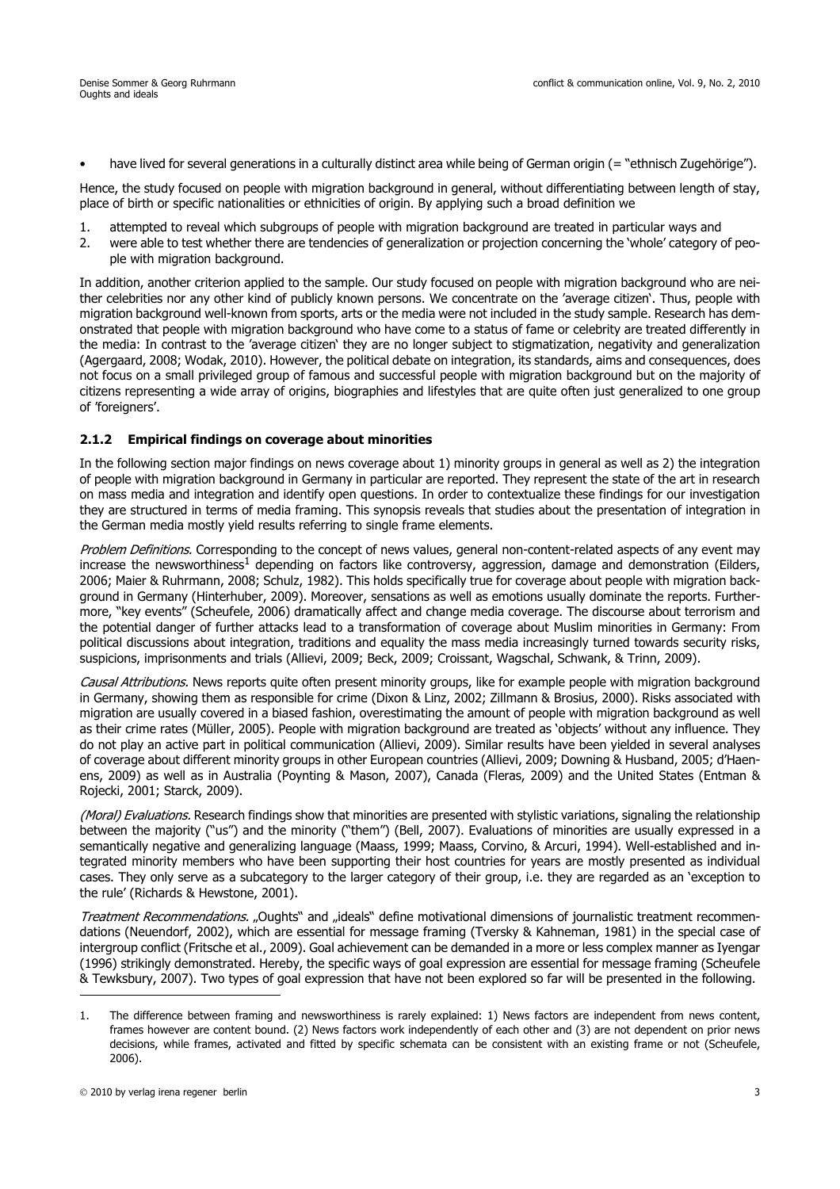- have lived for several generations in a culturally distinct area while being of German origin (= "ethnisch Zugehörige").

Hence, the study focused on people with migration background in general, without differentiating between length of stay, place of birth or specific nationalities or ethnicities of origin. By applying such a broad definition we

1. attempted to reveal which subgroups of people with migration background are treated in particular ways and
2. were able to test whether there are tendencies of generalization or projection concerning the 'whole' category of people with migration background.

In addition, another criterion applied to the sample. Our study focused on people with migration background who are neither celebrities nor any other kind of publicly known persons. We concentrate on the 'average citizen'. Thus, people with migration background well-known from sports, arts or the media were not included in the study sample. Research has demonstrated that people with migration background who have come to a status of fame or celebrity are treated differently in the media: In contrast to the 'average citizen' they are no longer subject to stigmatization, negativity and generalization (Agergaard, 2008; Wodak, 2010). However, the political debate on integration, its standards, aims and consequences, does not focus on a small privileged group of famous and successful people with migration background but on the majority of citizens representing a wide array of origins, biographies and lifestyles that are quite often just generalized to one group of 'foreigners'.

### 2.1.2 Empirical findings on coverage about minorities

In the following section major findings on news coverage about 1) minority groups in general as well as 2) the integration of people with migration background in Germany in particular are reported. They represent the state of the art in research on mass media and integration and identify open questions. In order to contextualize these findings for our investigation they are structured in terms of media framing. This synopsis reveals that studies about the presentation of integration in the German media mostly yield results referring to single frame elements.

*Problem Definitions.* Corresponding to the concept of news values, general non-content-related aspects of any event may increase the newsworthiness[1] depending on factors like controversy, aggression, damage and demonstration (Eilders, 2006; Maier & Ruhrmann, 2008; Schulz, 1982). This holds specifically true for coverage about people with migration background in Germany (Hinterhuber, 2009). Moreover, sensations as well as emotions usually dominate the reports. Furthermore, "key events" (Scheufele, 2006) dramatically affect and change media coverage. The discourse about terrorism and the potential danger of further attacks lead to a transformation of coverage about Muslim minorities in Germany: From political discussions about integration, traditions and equality the mass media increasingly turned towards security risks, suspicions, imprisonments and trials (Allievi, 2009; Beck, 2009; Croissant, Wagschal, Schwank, & Trinn, 2009).

*Causal Attributions.* News reports quite often present minority groups, like for example people with migration background in Germany, showing them as responsible for crime (Dixon & Linz, 2002; Zillmann & Brosius, 2000). Risks associated with migration are usually covered in a biased fashion, overestimating the amount of people with migration background as well as their crime rates (Müller, 2005). People with migration background are treated as 'objects' without any influence. They do not play an active part in political communication (Allievi, 2009). Similar results have been yielded in several analyses of coverage about different minority groups in other European countries (Allievi, 2009; Downing & Husband, 2005; d'Haenens, 2009) as well as in Australia (Poynting & Mason, 2007), Canada (Fleras, 2009) and the United States (Entman & Rojecki, 2001; Starck, 2009).

*(Moral) Evaluations.* Research findings show that minorities are presented with stylistic variations, signaling the relationship between the majority ("us") and the minority ("them") (Bell, 2007). Evaluations of minorities are usually expressed in a semantically negative and generalizing language (Maass, 1999; Maass, Corvino, & Arcuri, 1994). Well-established and integrated minority members who have been supporting their host countries for years are mostly presented as individual cases. They only serve as a subcategory to the larger category of their group, i.e. they are regarded as an 'exception to the rule' (Richards & Hewstone, 2001).

*Treatment Recommendations.* „Oughts" and „ideals" define motivational dimensions of journalistic treatment recommendations (Neuendorf, 2002), which are essential for message framing (Tversky & Kahneman, 1981) in the special case of intergroup conflict (Fritsche et al., 2009). Goal achievement can be demanded in a more or less complex manner as Iyengar (1996) strikingly demonstrated. Hereby, the specific ways of goal expression are essential for message framing (Scheufele & Tewksbury, 2007). Two types of goal expression that have not been explored so far will be presented in the following.

---

1. The difference between framing and newsworthiness is rarely explained: 1) News factors are independent from news content, frames however are content bound. (2) News factors work independently of each other and (3) are not dependent on prior news decisions, while frames, activated and fitted by specific schemata can be consistent with an existing frame or not (Scheufele, 2006).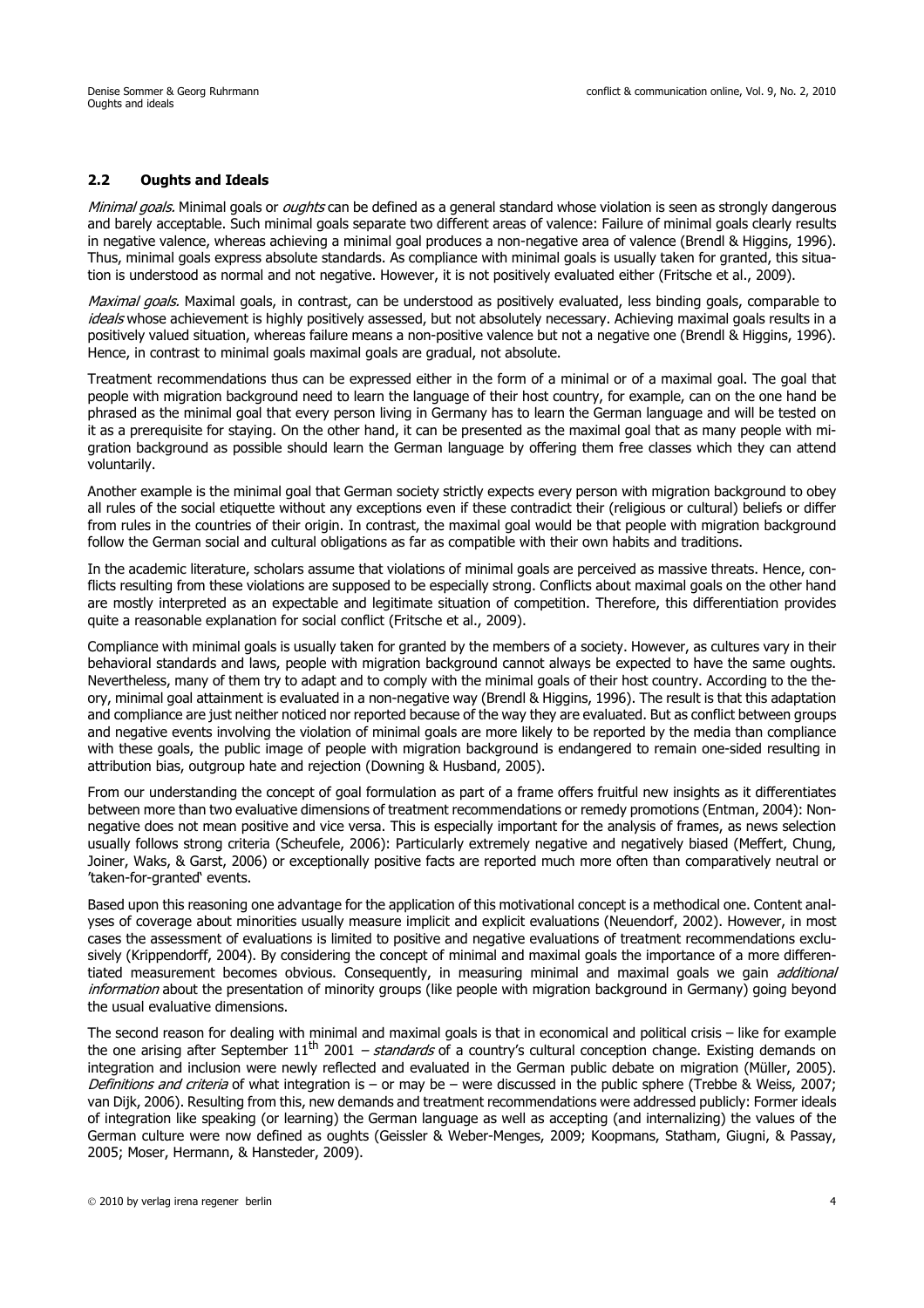### 2.2 Oughts and Ideals

*Minimal goals.* Minimal goals or *oughts* can be defined as a general standard whose violation is seen as strongly dangerous and barely acceptable. Such minimal goals separate two different areas of valence: Failure of minimal goals clearly results in negative valence, whereas achieving a minimal goal produces a non-negative area of valence (Brendl & Higgins, 1996). Thus, minimal goals express absolute standards. As compliance with minimal goals is usually taken for granted, this situation is understood as normal and not negative. However, it is not positively evaluated either (Fritsche et al., 2009).

*Maximal goals.* Maximal goals, in contrast, can be understood as positively evaluated, less binding goals, comparable to *ideals* whose achievement is highly positively assessed, but not absolutely necessary. Achieving maximal goals results in a positively valued situation, whereas failure means a non-positive valence but not a negative one (Brendl & Higgins, 1996). Hence, in contrast to minimal goals maximal goals are gradual, not absolute.

Treatment recommendations thus can be expressed either in the form of a minimal or of a maximal goal. The goal that people with migration background need to learn the language of their host country, for example, can on the one hand be phrased as the minimal goal that every person living in Germany has to learn the German language and will be tested on it as a prerequisite for staying. On the other hand, it can be presented as the maximal goal that as many people with migration background as possible should learn the German language by offering them free classes which they can attend voluntarily.

Another example is the minimal goal that German society strictly expects every person with migration background to obey all rules of the social etiquette without any exceptions even if these contradict their (religious or cultural) beliefs or differ from rules in the countries of their origin. In contrast, the maximal goal would be that people with migration background follow the German social and cultural obligations as far as compatible with their own habits and traditions.

In the academic literature, scholars assume that violations of minimal goals are perceived as massive threats. Hence, conflicts resulting from these violations are supposed to be especially strong. Conflicts about maximal goals on the other hand are mostly interpreted as an expectable and legitimate situation of competition. Therefore, this differentiation provides quite a reasonable explanation for social conflict (Fritsche et al., 2009).

Compliance with minimal goals is usually taken for granted by the members of a society. However, as cultures vary in their behavioral standards and laws, people with migration background cannot always be expected to have the same oughts. Nevertheless, many of them try to adapt and to comply with the minimal goals of their host country. According to the theory, minimal goal attainment is evaluated in a non-negative way (Brendl & Higgins, 1996). The result is that this adaptation and compliance are just neither noticed nor reported because of the way they are evaluated. But as conflict between groups and negative events involving the violation of minimal goals are more likely to be reported by the media than compliance with these goals, the public image of people with migration background is endangered to remain one-sided resulting in attribution bias, outgroup hate and rejection (Downing & Husband, 2005).

From our understanding the concept of goal formulation as part of a frame offers fruitful new insights as it differentiates between more than two evaluative dimensions of treatment recommendations or remedy promotions (Entman, 2004): Non-negative does not mean positive and vice versa. This is especially important for the analysis of frames, as news selection usually follows strong criteria (Scheufele, 2006): Particularly extremely negative and negatively biased (Meffert, Chung, Joiner, Waks, & Garst, 2006) or exceptionally positive facts are reported much more often than comparatively neutral or 'taken-for-granted' events.

Based upon this reasoning one advantage for the application of this motivational concept is a methodical one. Content analyses of coverage about minorities usually measure implicit and explicit evaluations (Neuendorf, 2002). However, in most cases the assessment of evaluations is limited to positive and negative evaluations of treatment recommendations exclusively (Krippendorff, 2004). By considering the concept of minimal and maximal goals the importance of a more differentiated measurement becomes obvious. Consequently, in measuring minimal and maximal goals we gain *additional information* about the presentation of minority groups (like people with migration background in Germany) going beyond the usual evaluative dimensions.

The second reason for dealing with minimal and maximal goals is that in economical and political crisis – like for example the one arising after September 11th 2001 – *standards* of a country's cultural conception change. Existing demands on integration and inclusion were newly reflected and evaluated in the German public debate on migration (Müller, 2005). *Definitions and criteria* of what integration is – or may be – were discussed in the public sphere (Trebbe & Weiss, 2007; van Dijk, 2006). Resulting from this, new demands and treatment recommendations were addressed publicly: Former ideals of integration like speaking (or learning) the German language as well as accepting (and internalizing) the values of the German culture were now defined as oughts (Geissler & Weber-Menges, 2009; Koopmans, Statham, Giugni, & Passay, 2005; Moser, Hermann, & Hansteder, 2009).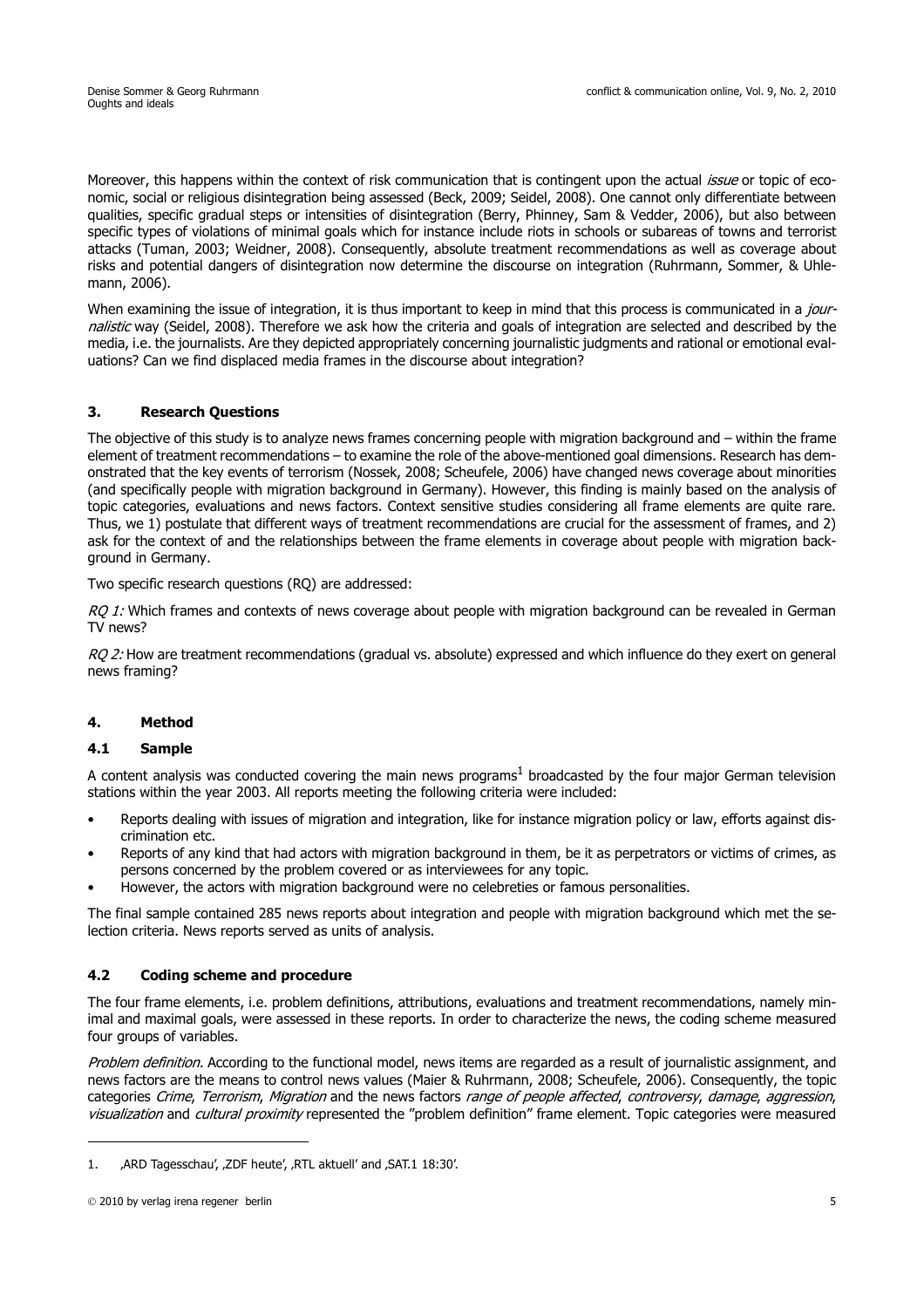Moreover, this happens within the context of risk communication that is contingent upon the actual *issue* or topic of economic, social or religious disintegration being assessed (Beck, 2009; Seidel, 2008). One cannot only differentiate between qualities, specific gradual steps or intensities of disintegration (Berry, Phinney, Sam & Vedder, 2006), but also between specific types of violations of minimal goals which for instance include riots in schools or subareas of towns and terrorist attacks (Tuman, 2003; Weidner, 2008). Consequently, absolute treatment recommendations as well as coverage about risks and potential dangers of disintegration now determine the discourse on integration (Ruhrmann, Sommer, & Uhlemann, 2006).

When examining the issue of integration, it is thus important to keep in mind that this process is communicated in a *journalistic* way (Seidel, 2008). Therefore we ask how the criteria and goals of integration are selected and described by the media, i.e. the journalists. Are they depicted appropriately concerning journalistic judgments and rational or emotional evaluations? Can we find displaced media frames in the discourse about integration?

## 3. Research Questions

The objective of this study is to analyze news frames concerning people with migration background and – within the frame element of treatment recommendations – to examine the role of the above-mentioned goal dimensions. Research has demonstrated that the key events of terrorism (Nossek, 2008; Scheufele, 2006) have changed news coverage about minorities (and specifically people with migration background in Germany). However, this finding is mainly based on the analysis of topic categories, evaluations and news factors. Context sensitive studies considering all frame elements are quite rare. Thus, we 1) postulate that different ways of treatment recommendations are crucial for the assessment of frames, and 2) ask for the context of and the relationships between the frame elements in coverage about people with migration background in Germany.

Two specific research questions (RQ) are addressed:

*RQ 1:* Which frames and contexts of news coverage about people with migration background can be revealed in German TV news?

*RQ 2:* How are treatment recommendations (gradual vs. absolute) expressed and which influence do they exert on general news framing?

## 4. Method

### 4.1 Sample

A content analysis was conducted covering the main news programs[1] broadcasted by the four major German television stations within the year 2003. All reports meeting the following criteria were included:

- Reports dealing with issues of migration and integration, like for instance migration policy or law, efforts against discrimination etc.
- Reports of any kind that had actors with migration background in them, be it as perpetrators or victims of crimes, as persons concerned by the problem covered or as interviewees for any topic.
- However, the actors with migration background were no celebreties or famous personalities.

The final sample contained 285 news reports about integration and people with migration background which met the selection criteria. News reports served as units of analysis.

### 4.2 Coding scheme and procedure

The four frame elements, i.e. problem definitions, attributions, evaluations and treatment recommendations, namely minimal and maximal goals, were assessed in these reports. In order to characterize the news, the coding scheme measured four groups of variables.

*Problem definition.* According to the functional model, news items are regarded as a result of journalistic assignment, and news factors are the means to control news values (Maier & Ruhrmann, 2008; Scheufele, 2006). Consequently, the topic categories *Crime*, *Terrorism*, *Migration* and the news factors *range of people affected*, *controversy*, *damage*, *aggression*, *visualization* and *cultural proximity* represented the "problem definition" frame element. Topic categories were measured

---

1. ‚ARD Tagesschau', ‚ZDF heute', ‚RTL aktuell' and ‚SAT.1 18:30'.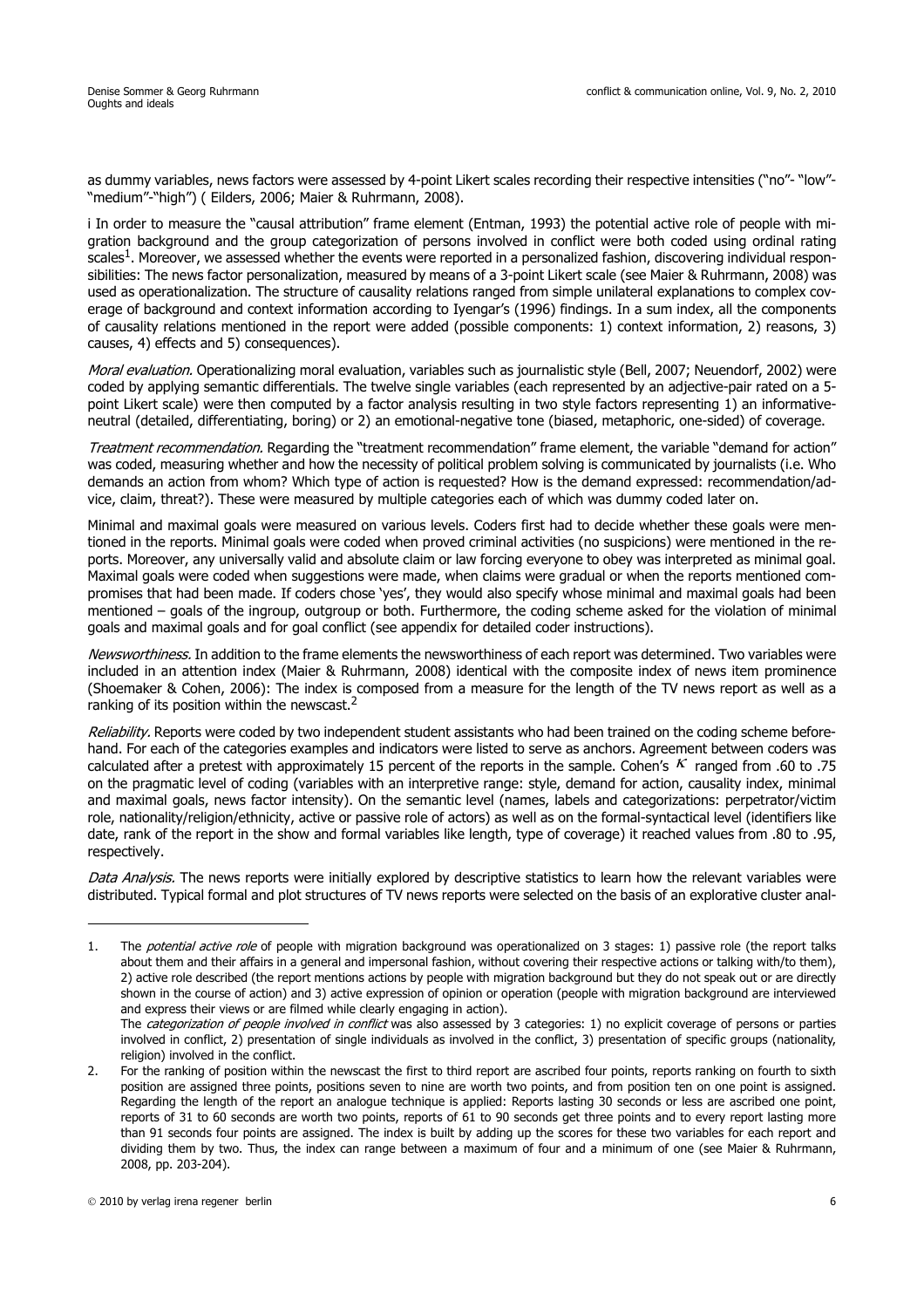as dummy variables, news factors were assessed by 4-point Likert scales recording their respective intensities ("no"- "low"- "medium"-"high") ( Eilders, 2006; Maier & Ruhrmann, 2008).

i In order to measure the "causal attribution" frame element (Entman, 1993) the potential active role of people with migration background and the group categorization of persons involved in conflict were both coded using ordinal rating scales[1]. Moreover, we assessed whether the events were reported in a personalized fashion, discovering individual responsibilities: The news factor personalization, measured by means of a 3-point Likert scale (see Maier & Ruhrmann, 2008) was used as operationalization. The structure of causality relations ranged from simple unilateral explanations to complex coverage of background and context information according to Iyengar's (1996) findings. In a sum index, all the components of causality relations mentioned in the report were added (possible components: 1) context information, 2) reasons, 3) causes, 4) effects and 5) consequences).

*Moral evaluation.* Operationalizing moral evaluation, variables such as journalistic style (Bell, 2007; Neuendorf, 2002) were coded by applying semantic differentials. The twelve single variables (each represented by an adjective-pair rated on a 5-point Likert scale) were then computed by a factor analysis resulting in two style factors representing 1) an informative-neutral (detailed, differentiating, boring) or 2) an emotional-negative tone (biased, metaphoric, one-sided) of coverage.

*Treatment recommendation.* Regarding the "treatment recommendation" frame element, the variable "demand for action" was coded, measuring whether and how the necessity of political problem solving is communicated by journalists (i.e. Who demands an action from whom? Which type of action is requested? How is the demand expressed: recommendation/advice, claim, threat?). These were measured by multiple categories each of which was dummy coded later on.

Minimal and maximal goals were measured on various levels. Coders first had to decide whether these goals were mentioned in the reports. Minimal goals were coded when proved criminal activities (no suspicions) were mentioned in the reports. Moreover, any universally valid and absolute claim or law forcing everyone to obey was interpreted as minimal goal. Maximal goals were coded when suggestions were made, when claims were gradual or when the reports mentioned compromises that had been made. If coders chose 'yes', they would also specify whose minimal and maximal goals had been mentioned – goals of the ingroup, outgroup or both. Furthermore, the coding scheme asked for the violation of minimal goals and maximal goals and for goal conflict (see appendix for detailed coder instructions).

*Newsworthiness.* In addition to the frame elements the newsworthiness of each report was determined. Two variables were included in an attention index (Maier & Ruhrmann, 2008) identical with the composite index of news item prominence (Shoemaker & Cohen, 2006): The index is composed from a measure for the length of the TV news report as well as a ranking of its position within the newscast.[2]

*Reliability.* Reports were coded by two independent student assistants who had been trained on the coding scheme beforehand. For each of the categories examples and indicators were listed to serve as anchors. Agreement between coders was calculated after a pretest with approximately 15 percent of the reports in the sample. Cohen's $\kappa$ ranged from .60 to .75 on the pragmatic level of coding (variables with an interpretive range: style, demand for action, causality index, minimal and maximal goals, news factor intensity). On the semantic level (names, labels and categorizations: perpetrator/victim role, nationality/religion/ethnicity, active or passive role of actors) as well as on the formal-syntactical level (identifiers like date, rank of the report in the show and formal variables like length, type of coverage) it reached values from .80 to .95, respectively.

*Data Analysis.* The news reports were initially explored by descriptive statistics to learn how the relevant variables were distributed. Typical formal and plot structures of TV news reports were selected on the basis of an explorative cluster anal-

---

1. The *potential active role* of people with migration background was operationalized on 3 stages: 1) passive role (the report talks about them and their affairs in a general and impersonal fashion, without covering their respective actions or talking with/to them), 2) active role described (the report mentions actions by people with migration background but they do not speak out or are directly shown in the course of action) and 3) active expression of opinion or operation (people with migration background are interviewed and express their views or are filmed while clearly engaging in action).
   The *categorization of people involved in conflict* was also assessed by 3 categories: 1) no explicit coverage of persons or parties involved in conflict, 2) presentation of single individuals as involved in the conflict, 3) presentation of specific groups (nationality, religion) involved in the conflict.
2. For the ranking of position within the newscast the first to third report are ascribed four points, reports ranking on fourth to sixth position are assigned three points, positions seven to nine are worth two points, and from position ten on one point is assigned. Regarding the length of the report an analogue technique is applied: Reports lasting 30 seconds or less are ascribed one point, reports of 31 to 60 seconds are worth two points, reports of 61 to 90 seconds get three points and to every report lasting more than 91 seconds four points are assigned. The index is built by adding up the scores for these two variables for each report and dividing them by two. Thus, the index can range between a maximum of four and a minimum of one (see Maier & Ruhrmann, 2008, pp. 203-204).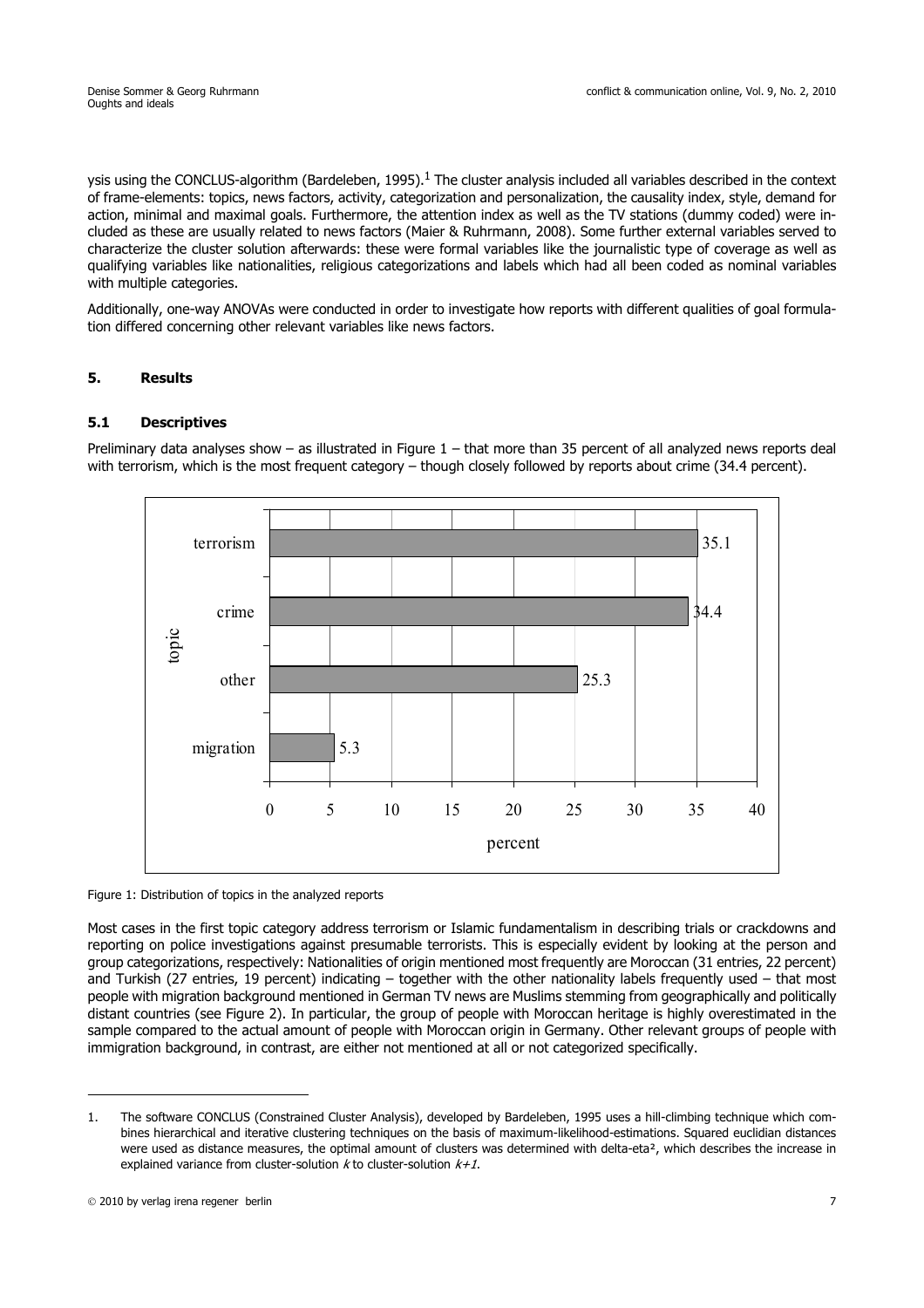ysis using the CONCLUS-algorithm (Bardeleben, 1995).[1] The cluster analysis included all variables described in the context of frame-elements: topics, news factors, activity, categorization and personalization, the causality index, style, demand for action, minimal and maximal goals. Furthermore, the attention index as well as the TV stations (dummy coded) were included as these are usually related to news factors (Maier & Ruhrmann, 2008). Some further external variables served to characterize the cluster solution afterwards: these were formal variables like the journalistic type of coverage as well as qualifying variables like nationalities, religious categorizations and labels which had all been coded as nominal variables with multiple categories.

Additionally, one-way ANOVAs were conducted in order to investigate how reports with different qualities of goal formulation differed concerning other relevant variables like news factors.

## 5. Results

### 5.1 Descriptives

Preliminary data analyses show – as illustrated in Figure 1 – that more than 35 percent of all analyzed news reports deal with terrorism, which is the most frequent category – though closely followed by reports about crime (34.4 percent).

| topic | percent |
|---|---|
| terrorism | 35.1 |
| crime | 34.4 |
| other | 25.3 |
| migration | 5.3 |

Figure 1: Distribution of topics in the analyzed reports

Most cases in the first topic category address terrorism or Islamic fundamentalism in describing trials or crackdowns and reporting on police investigations against presumable terrorists. This is especially evident by looking at the person and group categorizations, respectively: Nationalities of origin mentioned most frequently are Moroccan (31 entries, 22 percent) and Turkish (27 entries, 19 percent) indicating – together with the other nationality labels frequently used – that most people with migration background mentioned in German TV news are Muslims stemming from geographically and politically distant countries (see Figure 2). In particular, the group of people with Moroccan heritage is highly overestimated in the sample compared to the actual amount of people with Moroccan origin in Germany. Other relevant groups of people with immigration background, in contrast, are either not mentioned at all or not categorized specifically.

---

1. The software CONCLUS (Constrained Cluster Analysis), developed by Bardeleben, 1995 uses a hill-climbing technique which combines hierarchical and iterative clustering techniques on the basis of maximum-likelihood-estimations. Squared euclidian distances were used as distance measures, the optimal amount of clusters was determined with delta-eta², which describes the increase in explained variance from cluster-solution $k$ to cluster-solution $k+1$.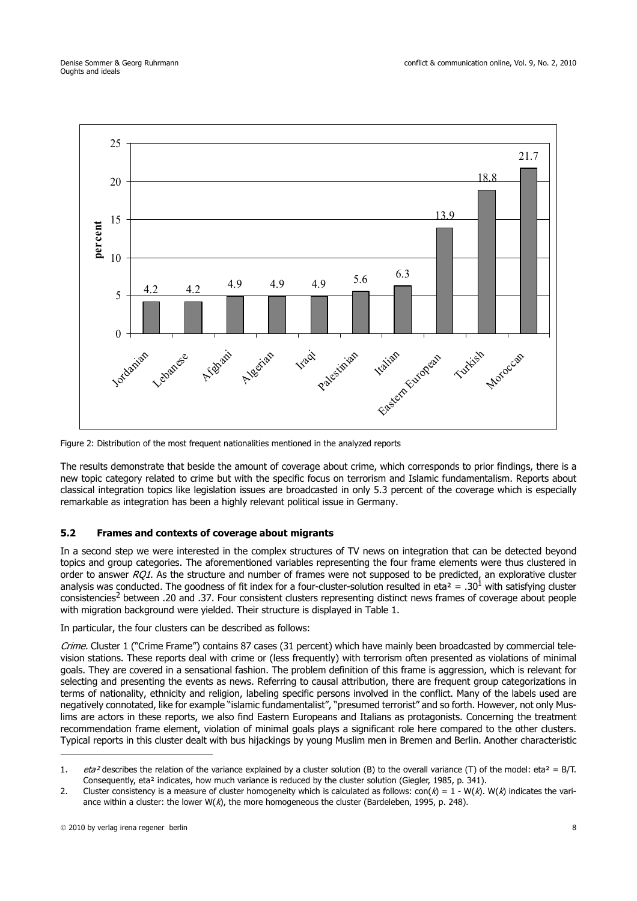| Nationality | percent |
|---|---|
| Jordanian | 4.2 |
| Lebanese | 4.2 |
| Afghani | 4.9 |
| Algerian | 4.9 |
| Iraqi | 4.9 |
| Palestinian | 5.6 |
| Italian | 6.3 |
| Eastern European | 13.9 |
| Turkish | 18.8 |
| Moroccan | 21.7 |

Figure 2: Distribution of the most frequent nationalities mentioned in the analyzed reports

The results demonstrate that beside the amount of coverage about crime, which corresponds to prior findings, there is a new topic category related to crime but with the specific focus on terrorism and Islamic fundamentalism. Reports about classical integration topics like legislation issues are broadcasted in only 5.3 percent of the coverage which is especially remarkable as integration has been a highly relevant political issue in Germany.

### 5.2 Frames and contexts of coverage about migrants

In a second step we were interested in the complex structures of TV news on integration that can be detected beyond topics and group categories. The aforementioned variables representing the four frame elements were thus clustered in order to answer *RQ1*. As the structure and number of frames were not supposed to be predicted, an explorative cluster analysis was conducted. The goodness of fit index for a four-cluster-solution resulted in $eta^2 = .30$[1] with satisfying cluster consistencies[2] between .20 and .37. Four consistent clusters representing distinct news frames of coverage about people with migration background were yielded. Their structure is displayed in Table 1.

In particular, the four clusters can be described as follows:

*Crime.* Cluster 1 ("Crime Frame") contains 87 cases (31 percent) which have mainly been broadcasted by commercial television stations. These reports deal with crime or (less frequently) with terrorism often presented as violations of minimal goals. They are covered in a sensational fashion. The problem definition of this frame is aggression, which is relevant for selecting and presenting the events as news. Referring to causal attribution, there are frequent group categorizations in terms of nationality, ethnicity and religion, labeling specific persons involved in the conflict. Many of the labels used are negatively connotated, like for example "islamic fundamentalist", "presumed terrorist" and so forth. However, not only Muslims are actors in these reports, we also find Eastern Europeans and Italians as protagonists. Concerning the treatment recommendation frame element, violation of minimal goals plays a significant role here compared to the other clusters. Typical reports in this cluster dealt with bus hijackings by young Muslim men in Bremen and Berlin. Another characteristic

---

1. *$eta^2$* describes the relation of the variance explained by a cluster solution (B) to the overall variance (T) of the model: $eta^2 = B/T$. Consequently, $eta^2$ indicates, how much variance is reduced by the cluster solution (Giegler, 1985, p. 341).
2. Cluster consistency is a measure of cluster homogeneity which is calculated as follows: $con(k) = 1 - W(k)$. $W(k)$ indicates the variance within a cluster: the lower $W(k)$, the more homogeneous the cluster (Bardeleben, 1995, p. 248).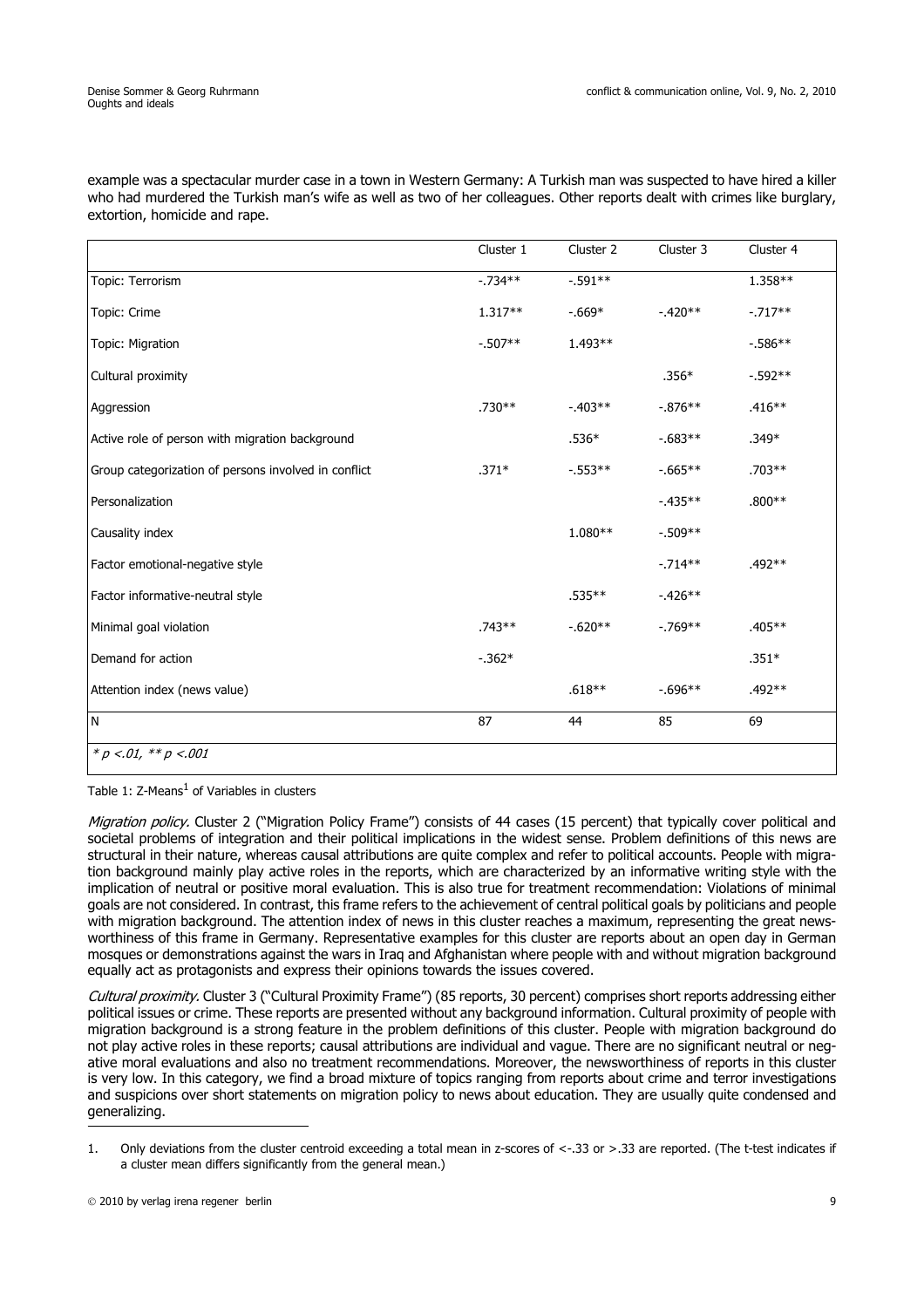example was a spectacular murder case in a town in Western Germany: A Turkish man was suspected to have hired a killer who had murdered the Turkish man's wife as well as two of her colleagues. Other reports dealt with crimes like burglary, extortion, homicide and rape.

| | Cluster 1 | Cluster 2 | Cluster 3 | Cluster 4 |
|---|---|---|---|---|
| Topic: Terrorism | -.734** | -.591** | | 1.358** |
| Topic: Crime | 1.317** | -.669* | -.420** | -.717** |
| Topic: Migration | -.507** | 1.493** | | -.586** |
| Cultural proximity | | | .356* | -.592** |
| Aggression | .730** | -.403** | -.876** | .416** |
| Active role of person with migration background | | .536* | -.683** | .349* |
| Group categorization of persons involved in conflict | .371* | -.553** | -.665** | .703** |
| Personalization | | | -.435** | .800** |
| Causality index | | 1.080** | -.509** | |
| Factor emotional-negative style | | | -.714** | .492** |
| Factor informative-neutral style | | .535** | -.426** | |
| Minimal goal violation | .743** | -.620** | -.769** | .405** |
| Demand for action | -.362* | | | .351* |
| Attention index (news value) | | .618** | -.696** | .492** |
| N | 87 | 44 | 85 | 69 |
| *\* p <.01, \*\* p <.001* | | | | |

Table 1: Z-Means[1] of Variables in clusters

*Migration policy.* Cluster 2 ("Migration Policy Frame") consists of 44 cases (15 percent) that typically cover political and societal problems of integration and their political implications in the widest sense. Problem definitions of this news are structural in their nature, whereas causal attributions are quite complex and refer to political accounts. People with migration background mainly play active roles in the reports, which are characterized by an informative writing style with the implication of neutral or positive moral evaluation. This is also true for treatment recommendation: Violations of minimal goals are not considered. In contrast, this frame refers to the achievement of central political goals by politicians and people with migration background. The attention index of news in this cluster reaches a maximum, representing the great newsworthiness of this frame in Germany. Representative examples for this cluster are reports about an open day in German mosques or demonstrations against the wars in Iraq and Afghanistan where people with and without migration background equally act as protagonists and express their opinions towards the issues covered.

*Cultural proximity.* Cluster 3 ("Cultural Proximity Frame") (85 reports, 30 percent) comprises short reports addressing either political issues or crime. These reports are presented without any background information. Cultural proximity of people with migration background is a strong feature in the problem definitions of this cluster. People with migration background do not play active roles in these reports; causal attributions are individual and vague. There are no significant neutral or negative moral evaluations and also no treatment recommendations. Moreover, the newsworthiness of reports in this cluster is very low. In this category, we find a broad mixture of topics ranging from reports about crime and terror investigations and suspicions over short statements on migration policy to news about education. They are usually quite condensed and generalizing.

1. Only deviations from the cluster centroid exceeding a total mean in z-scores of <-.33 or >.33 are reported. (The t-test indicates if a cluster mean differs significantly from the general mean.)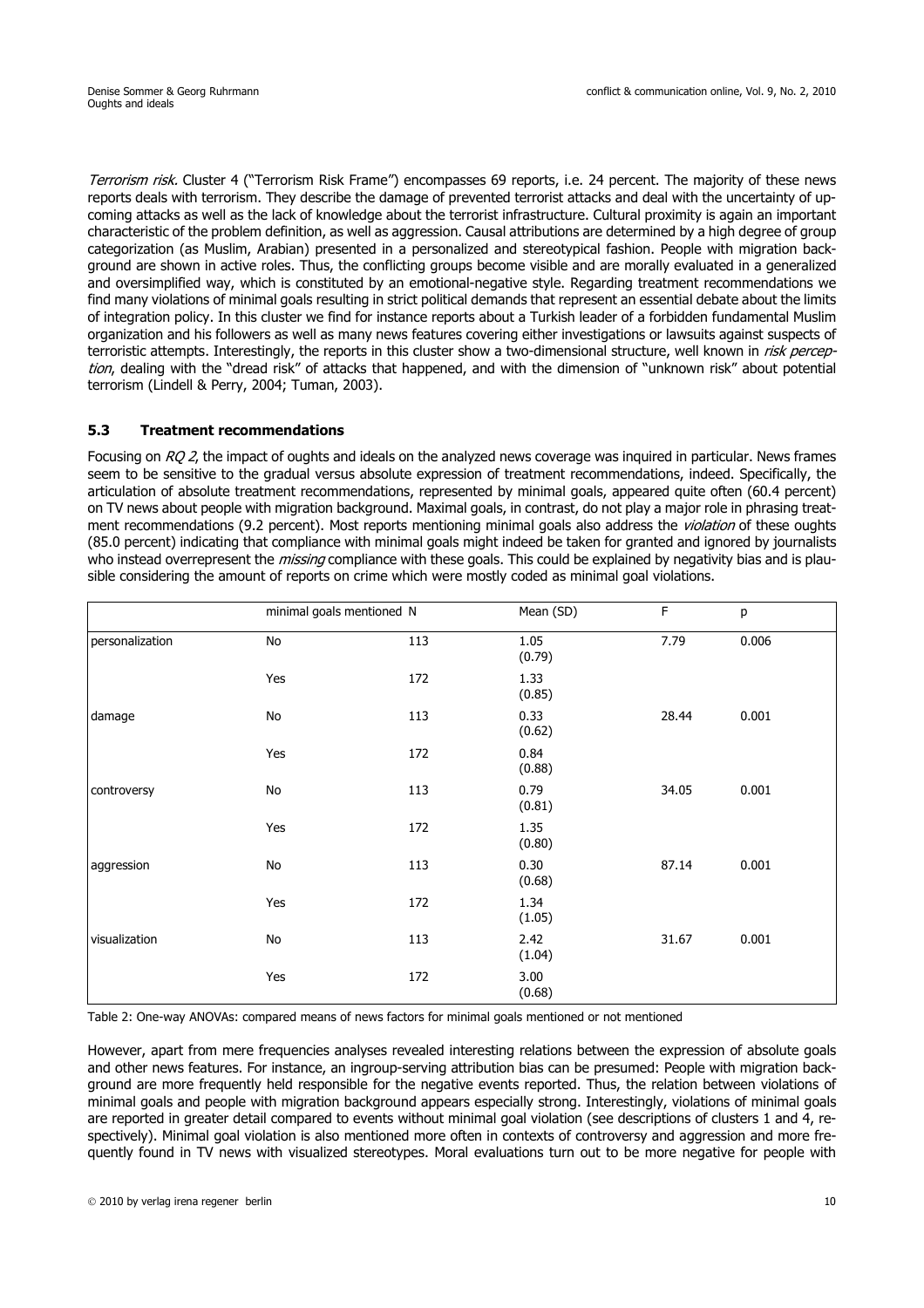*Terrorism risk.* Cluster 4 ("Terrorism Risk Frame") encompasses 69 reports, i.e. 24 percent. The majority of these news reports deals with terrorism. They describe the damage of prevented terrorist attacks and deal with the uncertainty of upcoming attacks as well as the lack of knowledge about the terrorist infrastructure. Cultural proximity is again an important characteristic of the problem definition, as well as aggression. Causal attributions are determined by a high degree of group categorization (as Muslim, Arabian) presented in a personalized and stereotypical fashion. People with migration background are shown in active roles. Thus, the conflicting groups become visible and are morally evaluated in a generalized and oversimplified way, which is constituted by an emotional-negative style. Regarding treatment recommendations we find many violations of minimal goals resulting in strict political demands that represent an essential debate about the limits of integration policy. In this cluster we find for instance reports about a Turkish leader of a forbidden fundamental Muslim organization and his followers as well as many news features covering either investigations or lawsuits against suspects of terroristic attempts. Interestingly, the reports in this cluster show a two-dimensional structure, well known in *risk perception*, dealing with the "dread risk" of attacks that happened, and with the dimension of "unknown risk" about potential terrorism (Lindell & Perry, 2004; Tuman, 2003).

### 5.3 Treatment recommendations

Focusing on *RQ 2*, the impact of oughts and ideals on the analyzed news coverage was inquired in particular. News frames seem to be sensitive to the gradual versus absolute expression of treatment recommendations, indeed. Specifically, the articulation of absolute treatment recommendations, represented by minimal goals, appeared quite often (60.4 percent) on TV news about people with migration background. Maximal goals, in contrast, do not play a major role in phrasing treatment recommendations (9.2 percent). Most reports mentioning minimal goals also address the *violation* of these oughts (85.0 percent) indicating that compliance with minimal goals might indeed be taken for granted and ignored by journalists who instead overrepresent the *missing* compliance with these goals. This could be explained by negativity bias and is plausible considering the amount of reports on crime which were mostly coded as minimal goal violations.

| | minimal goals mentioned | N | Mean (SD) | F | p |
|---|---|---|---|---|---|
| personalization | No | 113 | 1.05 (0.79) | 7.79 | 0.006 |
| | Yes | 172 | 1.33 (0.85) | | |
| damage | No | 113 | 0.33 (0.62) | 28.44 | 0.001 |
| | Yes | 172 | 0.84 (0.88) | | |
| controversy | No | 113 | 0.79 (0.81) | 34.05 | 0.001 |
| | Yes | 172 | 1.35 (0.80) | | |
| aggression | No | 113 | 0.30 (0.68) | 87.14 | 0.001 |
| | Yes | 172 | 1.34 (1.05) | | |
| visualization | No | 113 | 2.42 (1.04) | 31.67 | 0.001 |
| | Yes | 172 | 3.00 (0.68) | | |

Table 2: One-way ANOVAs: compared means of news factors for minimal goals mentioned or not mentioned

However, apart from mere frequencies analyses revealed interesting relations between the expression of absolute goals and other news features. For instance, an ingroup-serving attribution bias can be presumed: People with migration background are more frequently held responsible for the negative events reported. Thus, the relation between violations of minimal goals and people with migration background appears especially strong. Interestingly, violations of minimal goals are reported in greater detail compared to events without minimal goal violation (see descriptions of clusters 1 and 4, respectively). Minimal goal violation is also mentioned more often in contexts of controversy and aggression and more frequently found in TV news with visualized stereotypes. Moral evaluations turn out to be more negative for people with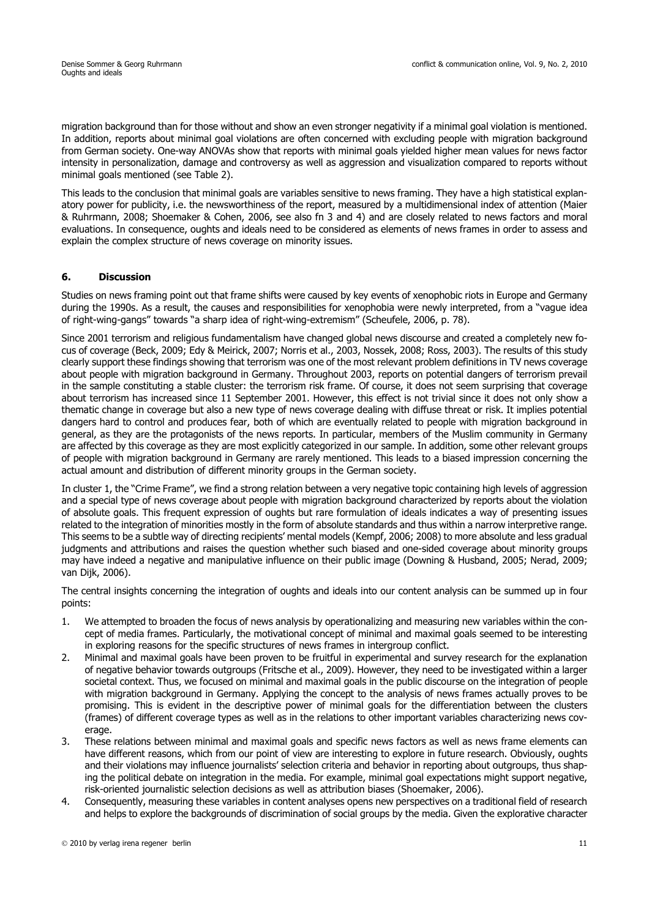migration background than for those without and show an even stronger negativity if a minimal goal violation is mentioned. In addition, reports about minimal goal violations are often concerned with excluding people with migration background from German society. One-way ANOVAs show that reports with minimal goals yielded higher mean values for news factor intensity in personalization, damage and controversy as well as aggression and visualization compared to reports without minimal goals mentioned (see Table 2).

This leads to the conclusion that minimal goals are variables sensitive to news framing. They have a high statistical explanatory power for publicity, i.e. the newsworthiness of the report, measured by a multidimensional index of attention (Maier & Ruhrmann, 2008; Shoemaker & Cohen, 2006, see also fn 3 and 4) and are closely related to news factors and moral evaluations. In consequence, oughts and ideals need to be considered as elements of news frames in order to assess and explain the complex structure of news coverage on minority issues.

## 6. Discussion

Studies on news framing point out that frame shifts were caused by key events of xenophobic riots in Europe and Germany during the 1990s. As a result, the causes and responsibilities for xenophobia were newly interpreted, from a "vague idea of right-wing-gangs" towards "a sharp idea of right-wing-extremism" (Scheufele, 2006, p. 78).

Since 2001 terrorism and religious fundamentalism have changed global news discourse and created a completely new focus of coverage (Beck, 2009; Edy & Meirick, 2007; Norris et al., 2003, Nossek, 2008; Ross, 2003). The results of this study clearly support these findings showing that terrorism was one of the most relevant problem definitions in TV news coverage about people with migration background in Germany. Throughout 2003, reports on potential dangers of terrorism prevail in the sample constituting a stable cluster: the terrorism risk frame. Of course, it does not seem surprising that coverage about terrorism has increased since 11 September 2001. However, this effect is not trivial since it does not only show a thematic change in coverage but also a new type of news coverage dealing with diffuse threat or risk. It implies potential dangers hard to control and produces fear, both of which are eventually related to people with migration background in general, as they are the protagonists of the news reports. In particular, members of the Muslim community in Germany are affected by this coverage as they are most explicitly categorized in our sample. In addition, some other relevant groups of people with migration background in Germany are rarely mentioned. This leads to a biased impression concerning the actual amount and distribution of different minority groups in the German society.

In cluster 1, the "Crime Frame", we find a strong relation between a very negative topic containing high levels of aggression and a special type of news coverage about people with migration background characterized by reports about the violation of absolute goals. This frequent expression of oughts but rare formulation of ideals indicates a way of presenting issues related to the integration of minorities mostly in the form of absolute standards and thus within a narrow interpretive range. This seems to be a subtle way of directing recipients' mental models (Kempf, 2006; 2008) to more absolute and less gradual judgments and attributions and raises the question whether such biased and one-sided coverage about minority groups may have indeed a negative and manipulative influence on their public image (Downing & Husband, 2005; Nerad, 2009; van Dijk, 2006).

The central insights concerning the integration of oughts and ideals into our content analysis can be summed up in four points:

1. We attempted to broaden the focus of news analysis by operationalizing and measuring new variables within the concept of media frames. Particularly, the motivational concept of minimal and maximal goals seemed to be interesting in exploring reasons for the specific structures of news frames in intergroup conflict.
2. Minimal and maximal goals have been proven to be fruitful in experimental and survey research for the explanation of negative behavior towards outgroups (Fritsche et al., 2009). However, they need to be investigated within a larger societal context. Thus, we focused on minimal and maximal goals in the public discourse on the integration of people with migration background in Germany. Applying the concept to the analysis of news frames actually proves to be promising. This is evident in the descriptive power of minimal goals for the differentiation between the clusters (frames) of different coverage types as well as in the relations to other important variables characterizing news coverage.
3. These relations between minimal and maximal goals and specific news factors as well as news frame elements can have different reasons, which from our point of view are interesting to explore in future research. Obviously, oughts and their violations may influence journalists' selection criteria and behavior in reporting about outgroups, thus shaping the political debate on integration in the media. For example, minimal goal expectations might support negative, risk-oriented journalistic selection decisions as well as attribution biases (Shoemaker, 2006).
4. Consequently, measuring these variables in content analyses opens new perspectives on a traditional field of research and helps to explore the backgrounds of discrimination of social groups by the media. Given the explorative character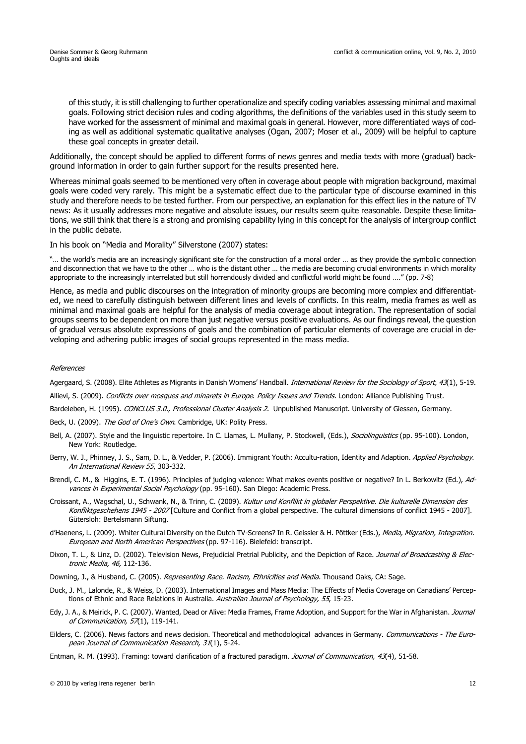of this study, it is still challenging to further operationalize and specify coding variables assessing minimal and maximal goals. Following strict decision rules and coding algorithms, the definitions of the variables used in this study seem to have worked for the assessment of minimal and maximal goals in general. However, more differentiated ways of coding as well as additional systematic qualitative analyses (Ogan, 2007; Moser et al., 2009) will be helpful to capture these goal concepts in greater detail.

Additionally, the concept should be applied to different forms of news genres and media texts with more (gradual) background information in order to gain further support for the results presented here.

Whereas minimal goals seemed to be mentioned very often in coverage about people with migration background, maximal goals were coded very rarely. This might be a systematic effect due to the particular type of discourse examined in this study and therefore needs to be tested further. From our perspective, an explanation for this effect lies in the nature of TV news: As it usually addresses more negative and absolute issues, our results seem quite reasonable. Despite these limitations, we still think that there is a strong and promising capability lying in this concept for the analysis of intergroup conflict in the public debate.

In his book on "Media and Morality" Silverstone (2007) states:

"… the world's media are an increasingly significant site for the construction of a moral order … as they provide the symbolic connection and disconnection that we have to the other … who is the distant other … the media are becoming crucial environments in which morality appropriate to the increasingly interrelated but still horrendously divided and conflictful world might be found …." (pp. 7-8)

Hence, as media and public discourses on the integration of minority groups are becoming more complex and differentiated, we need to carefully distinguish between different lines and levels of conflicts. In this realm, media frames as well as minimal and maximal goals are helpful for the analysis of media coverage about integration. The representation of social groups seems to be dependent on more than just negative versus positive evaluations. As our findings reveal, the question of gradual versus absolute expressions of goals and the combination of particular elements of coverage are crucial in developing and adhering public images of social groups represented in the mass media.

*References*

Agergaard, S. (2008). Elite Athletes as Migrants in Danish Womens' Handball. *International Review for the Sociology of Sport, 43*(1), 5-19.

Allievi, S. (2009). *Conflicts over mosques and minarets in Europe. Policy Issues and Trends.* London: Alliance Publishing Trust.

Bardeleben, H. (1995). *CONCLUS 3.0., Professional Cluster Analysis 2.* Unpublished Manuscript. University of Giessen, Germany.

Beck, U. (2009). *The God of One's Own.* Cambridge, UK: Polity Press.

Bell, A. (2007). Style and the linguistic repertoire. In C. Llamas, L. Mullany, P. Stockwell, (Eds.), *Sociolinguistics* (pp. 95-100). London, New York: Routledge.

Berry, W. J., Phinney, J. S., Sam, D. L., & Vedder, P. (2006). Immigrant Youth: Accultu-ration, Identity and Adaption. *Applied Psychology. An International Review 55*, 303-332.

Brendl, C. M., & Higgins, E. T. (1996). Principles of judging valence: What makes events positive or negative? In L. Berkowitz (Ed.), *Advances in Experimental Social Psychology* (pp. 95-160). San Diego: Academic Press.

Croissant, A., Wagschal, U., Schwank, N., & Trinn, C. (2009). *Kultur und Konflikt in globaler Perspektive. Die kulturelle Dimension des Konfliktgeschehens 1945 - 2007* [Culture and Conflict from a global perspective. The cultural dimensions of conflict 1945 - 2007]. Gütersloh: Bertelsmann Siftung.

d'Haenens, L. (2009). Whiter Cultural Diversity on the Dutch TV-Screens? In R. Geissler & H. Pöttker (Eds.), *Media, Migration, Integration. European and North American Perspectives* (pp. 97-116). Bielefeld: transcript.

Dixon, T. L., & Linz, D. (2002). Television News, Prejudicial Pretrial Publicity, and the Depiction of Race. *Journal of Broadcasting & Electronic Media, 46,* 112-136.

Downing, J., & Husband, C. (2005). *Representing Race. Racism, Ethnicities and Media.* Thousand Oaks, CA: Sage.

Duck, J. M., Lalonde, R., & Weiss, D. (2003). International Images and Mass Media: The Effects of Media Coverage on Canadians' Perceptions of Ethnic and Race Relations in Australia. *Australian Journal of Psychology, 55*, 15-23.

Edy, J. A., & Meirick, P. C. (2007). Wanted, Dead or Alive: Media Frames, Frame Adoption, and Support for the War in Afghanistan. *Journal of Communication, 57*(1), 119-141.

Eilders, C. (2006). News factors and news decision. Theoretical and methodological advances in Germany. *Communications - The European Journal of Communication Research, 31*(1), 5-24.

Entman, R. M. (1993). Framing: toward clarification of a fractured paradigm. *Journal of Communication, 43*(4), 51-58.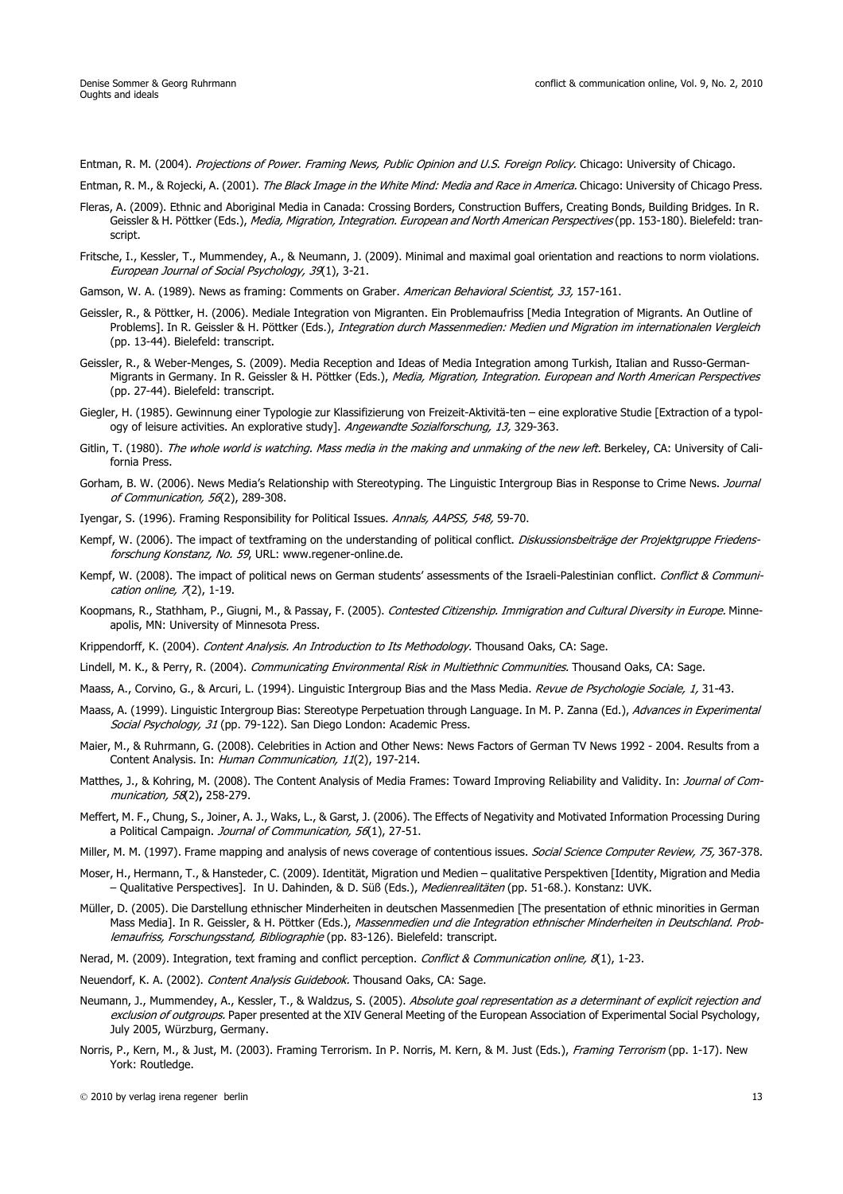Entman, R. M. (2004). *Projections of Power. Framing News, Public Opinion and U.S. Foreign Policy.* Chicago: University of Chicago.

Entman, R. M., & Rojecki, A. (2001). *The Black Image in the White Mind: Media and Race in America.* Chicago: University of Chicago Press.

Fleras, A. (2009). Ethnic and Aboriginal Media in Canada: Crossing Borders, Construction Buffers, Creating Bonds, Building Bridges. In R. Geissler & H. Pöttker (Eds.), *Media, Migration, Integration. European and North American Perspectives* (pp. 153-180). Bielefeld: transcript.

Fritsche, I., Kessler, T., Mummendey, A., & Neumann, J. (2009). Minimal and maximal goal orientation and reactions to norm violations. *European Journal of Social Psychology, 39*(1), 3-21.

Gamson, W. A. (1989). News as framing: Comments on Graber. *American Behavioral Scientist, 33,* 157-161.

Geissler, R., & Pöttker, H. (2006). Mediale Integration von Migranten. Ein Problemaufriss [Media Integration of Migrants. An Outline of Problems]. In R. Geissler & H. Pöttker (Eds.), *Integration durch Massenmedien: Medien und Migration im internationalen Vergleich* (pp. 13-44). Bielefeld: transcript.

Geissler, R., & Weber-Menges, S. (2009). Media Reception and Ideas of Media Integration among Turkish, Italian and Russo-German-Migrants in Germany. In R. Geissler & H. Pöttker (Eds.), *Media, Migration, Integration. European and North American Perspectives* (pp. 27-44). Bielefeld: transcript.

Giegler, H. (1985). Gewinnung einer Typologie zur Klassifizierung von Freizeit-Aktivitä-ten – eine explorative Studie [Extraction of a typology of leisure activities. An explorative study]. *Angewandte Sozialforschung, 13,* 329-363.

Gitlin, T. (1980). *The whole world is watching. Mass media in the making and unmaking of the new left.* Berkeley, CA: University of California Press.

Gorham, B. W. (2006). News Media's Relationship with Stereotyping. The Linguistic Intergroup Bias in Response to Crime News. *Journal of Communication, 56*(2), 289-308.

Iyengar, S. (1996). Framing Responsibility for Political Issues. *Annals, AAPSS, 548,* 59-70.

Kempf, W. (2006). The impact of textframing on the understanding of political conflict. *Diskussionsbeiträge der Projektgruppe Friedensforschung Konstanz, No. 59*, URL: www.regener-online.de.

Kempf, W. (2008). The impact of political news on German students' assessments of the Israeli-Palestinian conflict. *Conflict & Communication online, 7*(2), 1-19.

Koopmans, R., Stathham, P., Giugni, M., & Passay, F. (2005). *Contested Citizenship. Immigration and Cultural Diversity in Europe.* Minneapolis, MN: University of Minnesota Press.

Krippendorff, K. (2004). *Content Analysis. An Introduction to Its Methodology.* Thousand Oaks, CA: Sage.

Lindell, M. K., & Perry, R. (2004). *Communicating Environmental Risk in Multiethnic Communities.* Thousand Oaks, CA: Sage.

Maass, A., Corvino, G., & Arcuri, L. (1994). Linguistic Intergroup Bias and the Mass Media. *Revue de Psychologie Sociale, 1,* 31-43.

Maass, A. (1999). Linguistic Intergroup Bias: Stereotype Perpetuation through Language. In M. P. Zanna (Ed.), *Advances in Experimental Social Psychology, 31* (pp. 79-122). San Diego London: Academic Press.

Maier, M., & Ruhrmann, G. (2008). Celebrities in Action and Other News: News Factors of German TV News 1992 - 2004. Results from a Content Analysis. In: *Human Communication, 11*(2), 197-214.

Matthes, J., & Kohring, M. (2008). The Content Analysis of Media Frames: Toward Improving Reliability and Validity. In: *Journal of Communication, 58*(2)**,** 258-279.

Meffert, M. F., Chung, S., Joiner, A. J., Waks, L., & Garst, J. (2006). The Effects of Negativity and Motivated Information Processing During a Political Campaign. *Journal of Communication, 56*(1), 27-51.

Miller, M. M. (1997). Frame mapping and analysis of news coverage of contentious issues. *Social Science Computer Review, 75,* 367-378.

Moser, H., Hermann, T., & Hansteder, C. (2009). Identität, Migration und Medien – qualitative Perspektiven [Identity, Migration and Media – Qualitative Perspectives]. In U. Dahinden, & D. Süß (Eds.), *Medienrealitäten* (pp. 51-68.). Konstanz: UVK.

Müller, D. (2005). Die Darstellung ethnischer Minderheiten in deutschen Massenmedien [The presentation of ethnic minorities in German Mass Media]. In R. Geissler, & H. Pöttker (Eds.), *Massenmedien und die Integration ethnischer Minderheiten in Deutschland. Problemaufriss, Forschungsstand, Bibliographie* (pp. 83-126). Bielefeld: transcript.

Nerad, M. (2009). Integration, text framing and conflict perception. *Conflict & Communication online, 8*(1), 1-23.

Neuendorf, K. A. (2002). *Content Analysis Guidebook.* Thousand Oaks, CA: Sage.

Neumann, J., Mummendey, A., Kessler, T., & Waldzus, S. (2005). *Absolute goal representation as a determinant of explicit rejection and exclusion of outgroups.* Paper presented at the XIV General Meeting of the European Association of Experimental Social Psychology, July 2005, Würzburg, Germany.

Norris, P., Kern, M., & Just, M. (2003). Framing Terrorism. In P. Norris, M. Kern, & M. Just (Eds.), *Framing Terrorism* (pp. 1-17). New York: Routledge.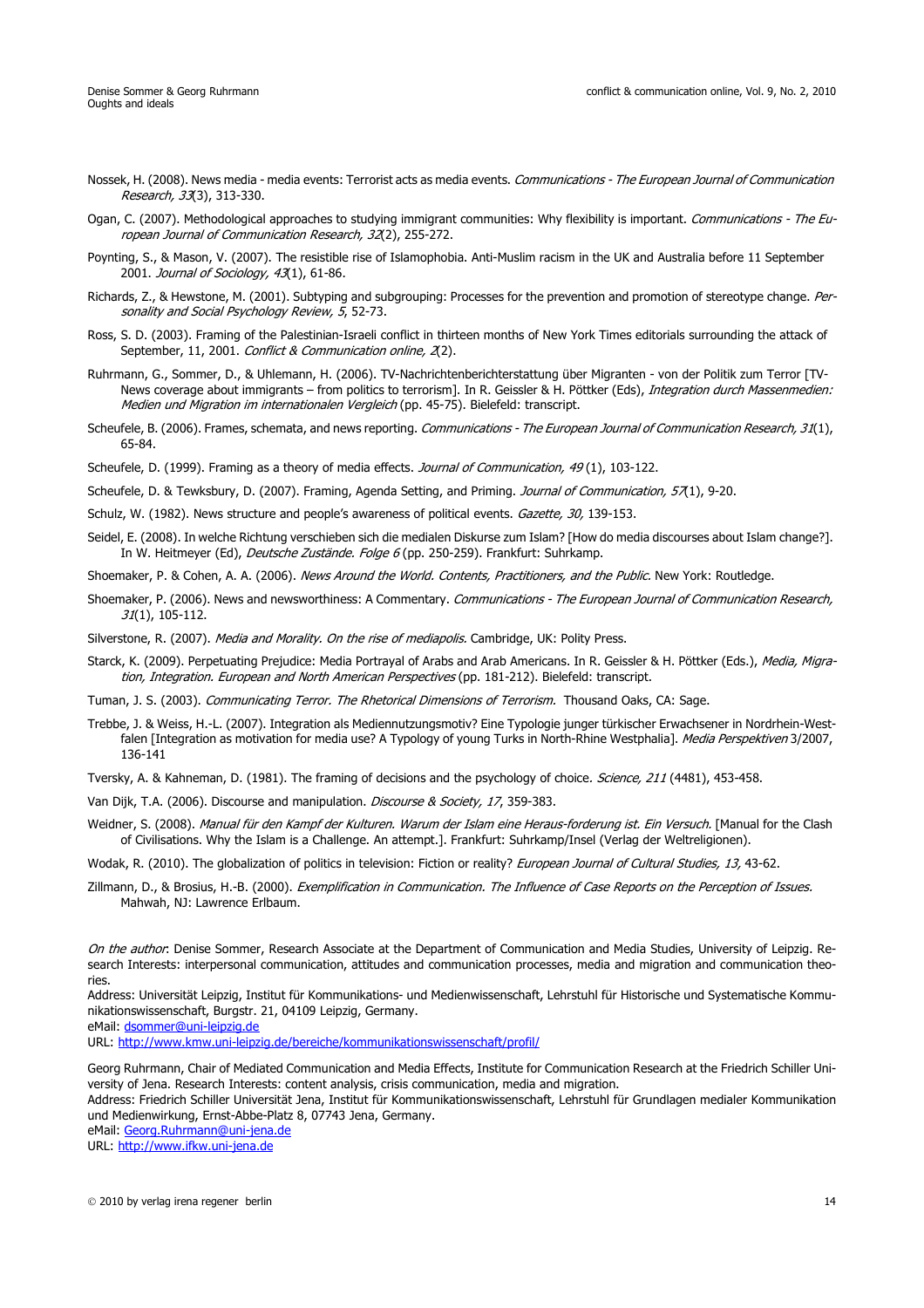Nossek, H. (2008). News media - media events: Terrorist acts as media events. *Communications - The European Journal of Communication Research, 33*(3), 313-330.

Ogan, C. (2007). Methodological approaches to studying immigrant communities: Why flexibility is important. *Communications - The European Journal of Communication Research, 32*(2), 255-272.

Poynting, S., & Mason, V. (2007). The resistible rise of Islamophobia. Anti-Muslim racism in the UK and Australia before 11 September 2001. *Journal of Sociology, 43*(1), 61-86.

Richards, Z., & Hewstone, M. (2001). Subtyping and subgrouping: Processes for the prevention and promotion of stereotype change. *Personality and Social Psychology Review, 5*, 52-73.

Ross, S. D. (2003). Framing of the Palestinian-Israeli conflict in thirteen months of New York Times editorials surrounding the attack of September, 11, 2001. *Conflict & Communication online, 2*(2).

Ruhrmann, G., Sommer, D., & Uhlemann, H. (2006). TV-Nachrichtenberichterstattung über Migranten - von der Politik zum Terror [TV-News coverage about immigrants – from politics to terrorism]. In R. Geissler & H. Pöttker (Eds), *Integration durch Massenmedien: Medien und Migration im internationalen Vergleich* (pp. 45-75). Bielefeld: transcript.

Scheufele, B. (2006). Frames, schemata, and news reporting. *Communications - The European Journal of Communication Research, 31*(1), 65-84.

Scheufele, D. (1999). Framing as a theory of media effects. *Journal of Communication, 49* (1), 103-122.

Scheufele, D. & Tewksbury, D. (2007). Framing, Agenda Setting, and Priming. *Journal of Communication, 57*(1), 9-20.

Schulz, W. (1982). News structure and people's awareness of political events. *Gazette, 30,* 139-153.

Seidel, E. (2008). In welche Richtung verschieben sich die medialen Diskurse zum Islam? [How do media discourses about Islam change?]. In W. Heitmeyer (Ed), *Deutsche Zustände. Folge 6* (pp. 250-259). Frankfurt: Suhrkamp.

Shoemaker, P. & Cohen, A. A. (2006). *News Around the World. Contents, Practitioners, and the Public.* New York: Routledge.

Shoemaker, P. (2006). News and newsworthiness: A Commentary. *Communications - The European Journal of Communication Research, 31*(1), 105-112.

Silverstone, R. (2007). *Media and Morality. On the rise of mediapolis.* Cambridge, UK: Polity Press.

Starck, K. (2009). Perpetuating Prejudice: Media Portrayal of Arabs and Arab Americans. In R. Geissler & H. Pöttker (Eds.), *Media, Migration, Integration. European and North American Perspectives* (pp. 181-212). Bielefeld: transcript.

Tuman, J. S. (2003). *Communicating Terror. The Rhetorical Dimensions of Terrorism.* Thousand Oaks, CA: Sage.

Trebbe, J. & Weiss, H.-L. (2007). Integration als Mediennutzungsmotiv? Eine Typologie junger türkischer Erwachsener in Nordrhein-Westfalen [Integration as motivation for media use? A Typology of young Turks in North-Rhine Westphalia]. *Media Perspektiven* 3/2007, 136-141

Tversky, A. & Kahneman, D. (1981). The framing of decisions and the psychology of choice. *Science, 211* (4481), 453-458.

Van Dijk, T.A. (2006). Discourse and manipulation. *Discourse & Society, 17*, 359-383.

Weidner, S. (2008). *Manual für den Kampf der Kulturen. Warum der Islam eine Heraus-forderung ist. Ein Versuch.* [Manual for the Clash of Civilisations. Why the Islam is a Challenge. An attempt.]. Frankfurt: Suhrkamp/Insel (Verlag der Weltreligionen).

Wodak, R. (2010). The globalization of politics in television: Fiction or reality? *European Journal of Cultural Studies, 13,* 43-62.

Zillmann, D., & Brosius, H.-B. (2000). *Exemplification in Communication. The Influence of Case Reports on the Perception of Issues.* Mahwah, NJ: Lawrence Erlbaum.

*On the author*: Denise Sommer, Research Associate at the Department of Communication and Media Studies, University of Leipzig. Research Interests: interpersonal communication, attitudes and communication processes, media and migration and communication theories.
Address: Universität Leipzig, Institut für Kommunikations- und Medienwissenschaft, Lehrstuhl für Historische und Systematische Kommunikationswissenschaft, Burgstr. 21, 04109 Leipzig, Germany.
eMail: dsommer@uni-leipzig.de
URL: http://www.kmw.uni-leipzig.de/bereiche/kommunikationswissenschaft/profil/

Georg Ruhrmann, Chair of Mediated Communication and Media Effects, Institute for Communication Research at the Friedrich Schiller University of Jena. Research Interests: content analysis, crisis communication, media and migration.
Address: Friedrich Schiller Universität Jena, Institut für Kommunikationswissenschaft, Lehrstuhl für Grundlagen medialer Kommunikation und Medienwirkung, Ernst-Abbe-Platz 8, 07743 Jena, Germany.
eMail: Georg.Ruhrmann@uni-jena.de
URL: http://www.ifkw.uni-jena.de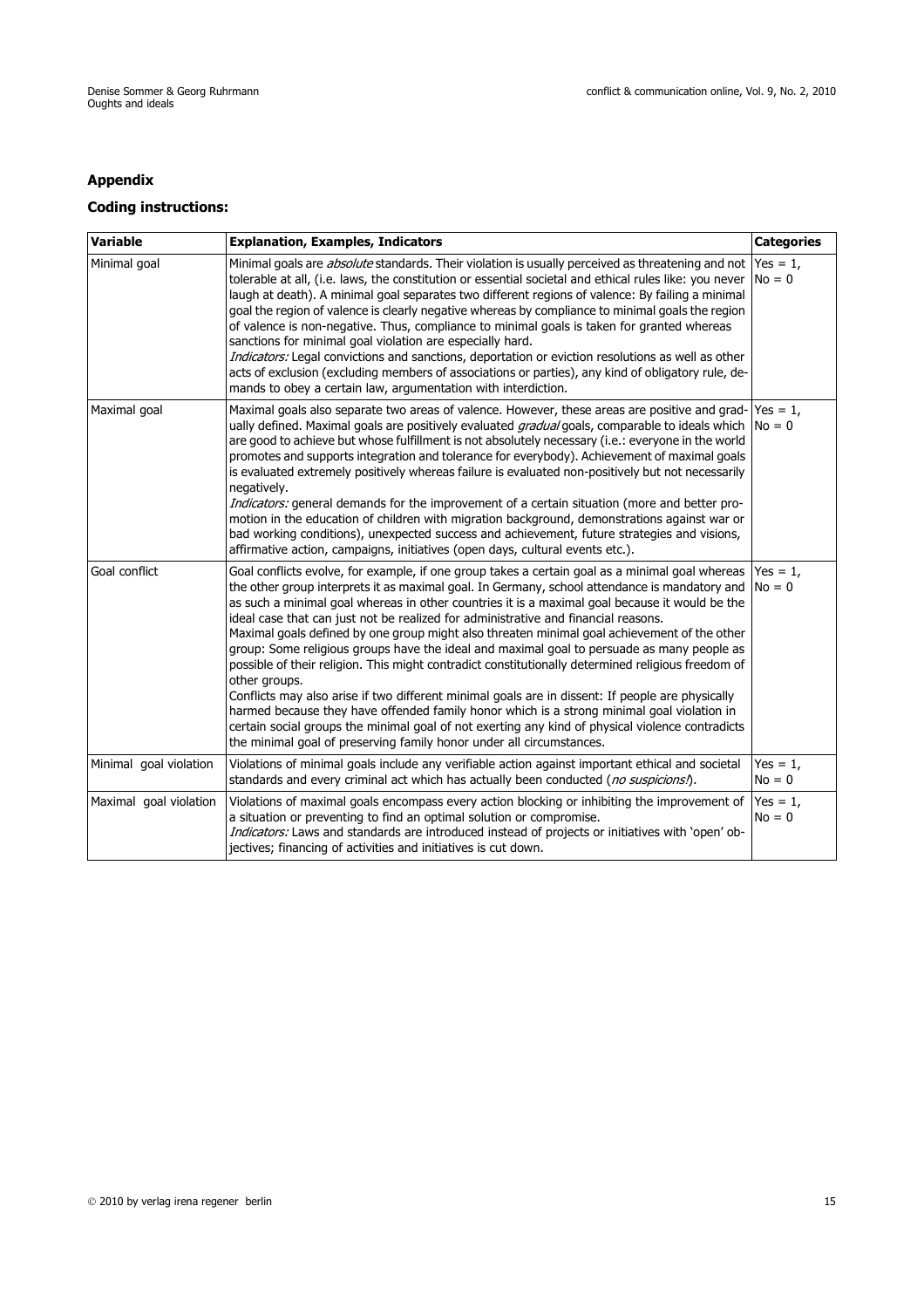## Appendix

### Coding instructions:

| Variable | Explanation, Examples, Indicators | Categories |
|---|---|---|
| Minimal goal | Minimal goals are *absolute* standards. Their violation is usually perceived as threatening and not tolerable at all, (i.e. laws, the constitution or essential societal and ethical rules like: you never laugh at death). A minimal goal separates two different regions of valence: By failing a minimal goal the region of valence is clearly negative whereas by compliance to minimal goals the region of valence is non-negative. Thus, compliance to minimal goals is taken for granted whereas sanctions for minimal goal violation are especially hard.<br>*Indicators:* Legal convictions and sanctions, deportation or eviction resolutions as well as other acts of exclusion (excluding members of associations or parties), any kind of obligatory rule, demands to obey a certain law, argumentation with interdiction. | Yes = 1, No = 0 |
| Maximal goal | Maximal goals also separate two areas of valence. However, these areas are positive and gradually defined. Maximal goals are positively evaluated *gradual* goals, comparable to ideals which are good to achieve but whose fulfillment is not absolutely necessary (i.e.: everyone in the world promotes and supports integration and tolerance for everybody). Achievement of maximal goals is evaluated extremely positively whereas failure is evaluated non-positively but not necessarily negatively.<br>*Indicators:* general demands for the improvement of a certain situation (more and better promotion in the education of children with migration background, demonstrations against war or bad working conditions), unexpected success and achievement, future strategies and visions, affirmative action, campaigns, initiatives (open days, cultural events etc.). | Yes = 1, No = 0 |
| Goal conflict | Goal conflicts evolve, for example, if one group takes a certain goal as a minimal goal whereas the other group interprets it as maximal goal. In Germany, school attendance is mandatory and as such a minimal goal whereas in other countries it is a maximal goal because it would be the ideal case that can just not be realized for administrative and financial reasons.<br>Maximal goals defined by one group might also threaten minimal goal achievement of the other group: Some religious groups have the ideal and maximal goal to persuade as many people as possible of their religion. This might contradict constitutionally determined religious freedom of other groups.<br>Conflicts may also arise if two different minimal goals are in dissent: If people are physically harmed because they have offended family honor which is a strong minimal goal violation in certain social groups the minimal goal of not exerting any kind of physical violence contradicts the minimal goal of preserving family honor under all circumstances. | Yes = 1, No = 0 |
| Minimal goal violation | Violations of minimal goals include any verifiable action against important ethical and societal standards and every criminal act which has actually been conducted (*no suspicions!*). | Yes = 1, No = 0 |
| Maximal goal violation | Violations of maximal goals encompass every action blocking or inhibiting the improvement of a situation or preventing to find an optimal solution or compromise.<br>*Indicators:* Laws and standards are introduced instead of projects or initiatives with 'open' objectives; financing of activities and initiatives is cut down. | Yes = 1, No = 0 |